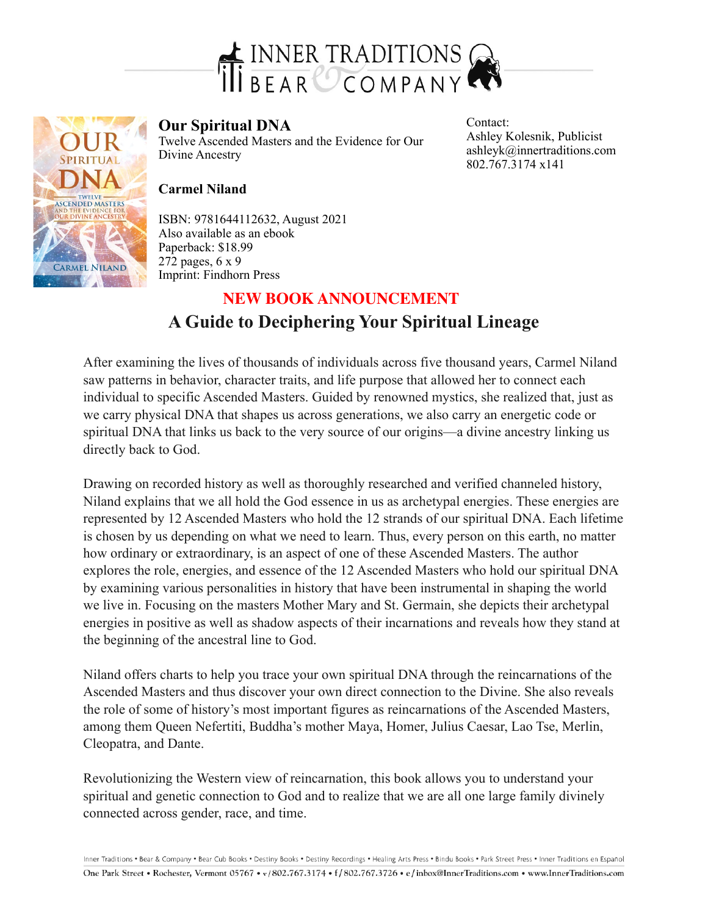INNER TRADITIONS
BEAR & COMPANY

# Our Spiritual DNA

Twelve Ascended Masters and the Evidence for Our Divine Ancestry

**Carmel Niland**

ISBN: 9781644112632, August 2021
Also available as an ebook
Paperback: $18.99
272 pages, 6 x 9
Imprint: Findhorn Press

Contact:
Ashley Kolesnik, Publicist
ashleyk@innertraditions.com
802.767.3174 x141

## NEW BOOK ANNOUNCEMENT

## A Guide to Deciphering Your Spiritual Lineage

After examining the lives of thousands of individuals across five thousand years, Carmel Niland saw patterns in behavior, character traits, and life purpose that allowed her to connect each individual to specific Ascended Masters. Guided by renowned mystics, she realized that, just as we carry physical DNA that shapes us across generations, we also carry an energetic code or spiritual DNA that links us back to the very source of our origins—a divine ancestry linking us directly back to God.

Drawing on recorded history as well as thoroughly researched and verified channeled history, Niland explains that we all hold the God essence in us as archetypal energies. These energies are represented by 12 Ascended Masters who hold the 12 strands of our spiritual DNA. Each lifetime is chosen by us depending on what we need to learn. Thus, every person on this earth, no matter how ordinary or extraordinary, is an aspect of one of these Ascended Masters. The author explores the role, energies, and essence of the 12 Ascended Masters who hold our spiritual DNA by examining various personalities in history that have been instrumental in shaping the world we live in. Focusing on the masters Mother Mary and St. Germain, she depicts their archetypal energies in positive as well as shadow aspects of their incarnations and reveals how they stand at the beginning of the ancestral line to God.

Niland offers charts to help you trace your own spiritual DNA through the reincarnations of the Ascended Masters and thus discover your own direct connection to the Divine. She also reveals the role of some of history's most important figures as reincarnations of the Ascended Masters, among them Queen Nefertiti, Buddha's mother Maya, Homer, Julius Caesar, Lao Tse, Merlin, Cleopatra, and Dante.

Revolutionizing the Western view of reincarnation, this book allows you to understand your spiritual and genetic connection to God and to realize that we are all one large family divinely connected across gender, race, and time.

Inner Traditions • Bear & Company • Bear Cub Books • Destiny Books • Destiny Recordings • Healing Arts Press • Bindu Books • Park Street Press • Inner Traditions en Español
One Park Street • Rochester, Vermont 05767 • v/802.767.3174 • f/802.767.3726 • e/inbox@InnerTraditions.com • www.InnerTraditions.com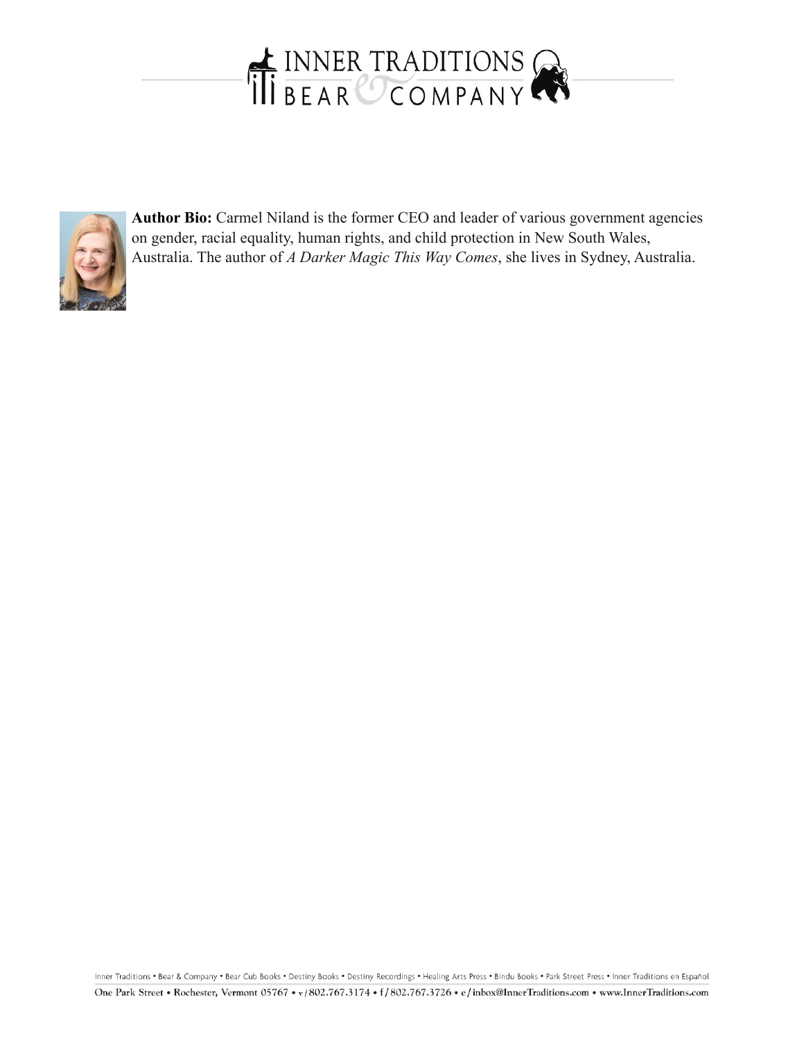**Author Bio:** Carmel Niland is the former CEO and leader of various government agencies on gender, racial equality, human rights, and child protection in New South Wales, Australia. The author of *A Darker Magic This Way Comes*, she lives in Sydney, Australia.